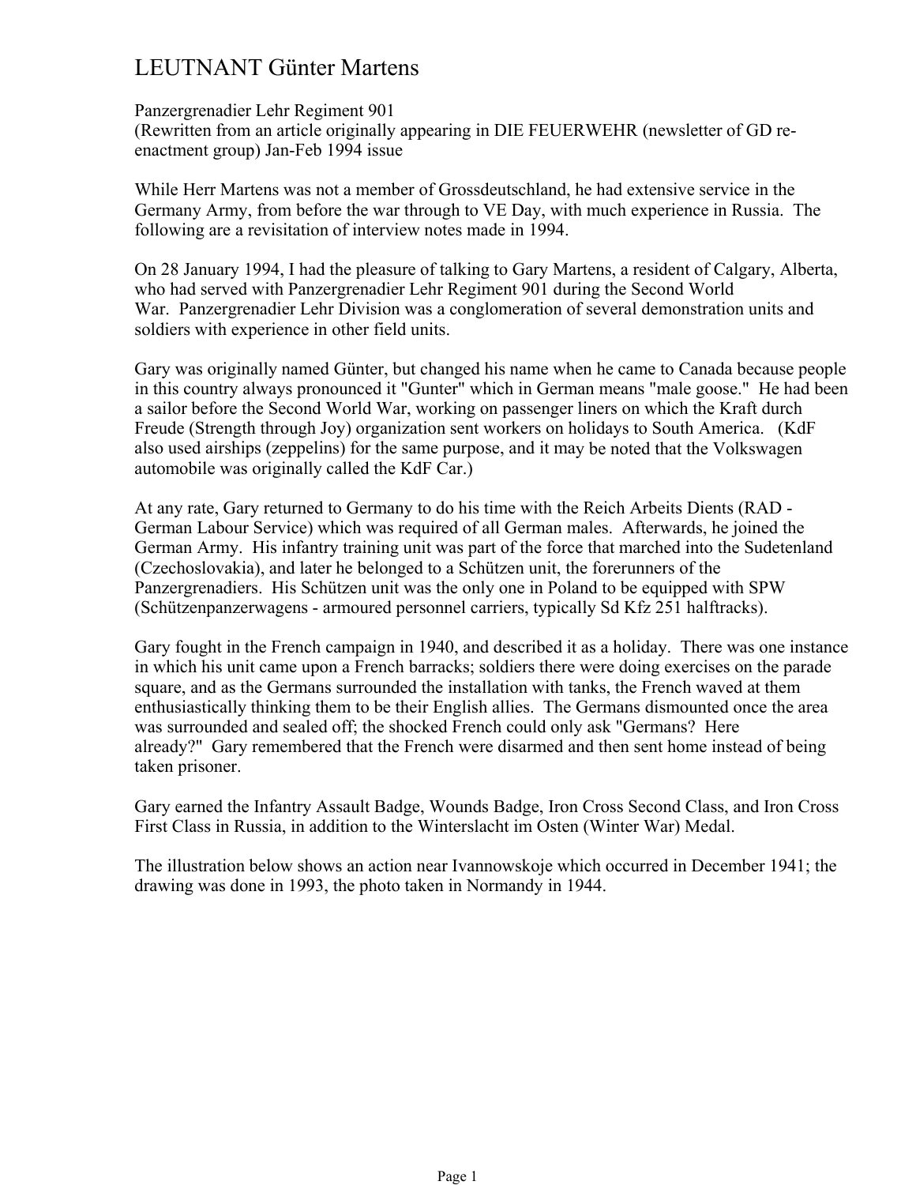# LEUTNANT Günter Martens

Panzergrenadier Lehr Regiment 901
(Rewritten from an article originally appearing in DIE FEUERWEHR (newsletter of GD re-enactment group) Jan-Feb 1994 issue

While Herr Martens was not a member of Grossdeutschland, he had extensive service in the Germany Army, from before the war through to VE Day, with much experience in Russia. The following are a revisitation of interview notes made in 1994.

On 28 January 1994, I had the pleasure of talking to Gary Martens, a resident of Calgary, Alberta, who had served with Panzergrenadier Lehr Regiment 901 during the Second World War. Panzergrenadier Lehr Division was a conglomeration of several demonstration units and soldiers with experience in other field units.

Gary was originally named Günter, but changed his name when he came to Canada because people in this country always pronounced it "Gunter" which in German means "male goose." He had been a sailor before the Second World War, working on passenger liners on which the Kraft durch Freude (Strength through Joy) organization sent workers on holidays to South America. (KdF also used airships (zeppelins) for the same purpose, and it may be noted that the Volkswagen automobile was originally called the KdF Car.)

At any rate, Gary returned to Germany to do his time with the Reich Arbeits Dients (RAD - German Labour Service) which was required of all German males. Afterwards, he joined the German Army. His infantry training unit was part of the force that marched into the Sudetenland (Czechoslovakia), and later he belonged to a Schützen unit, the forerunners of the Panzergrenadiers. His Schützen unit was the only one in Poland to be equipped with SPW (Schützenpanzerwagens - armoured personnel carriers, typically Sd Kfz 251 halftracks).

Gary fought in the French campaign in 1940, and described it as a holiday. There was one instance in which his unit came upon a French barracks; soldiers there were doing exercises on the parade square, and as the Germans surrounded the installation with tanks, the French waved at them enthusiastically thinking them to be their English allies. The Germans dismounted once the area was surrounded and sealed off; the shocked French could only ask "Germans? Here already?" Gary remembered that the French were disarmed and then sent home instead of being taken prisoner.

Gary earned the Infantry Assault Badge, Wounds Badge, Iron Cross Second Class, and Iron Cross First Class in Russia, in addition to the Winterslacht im Osten (Winter War) Medal.

The illustration below shows an action near Ivannowskoje which occurred in December 1941; the drawing was done in 1993, the photo taken in Normandy in 1944.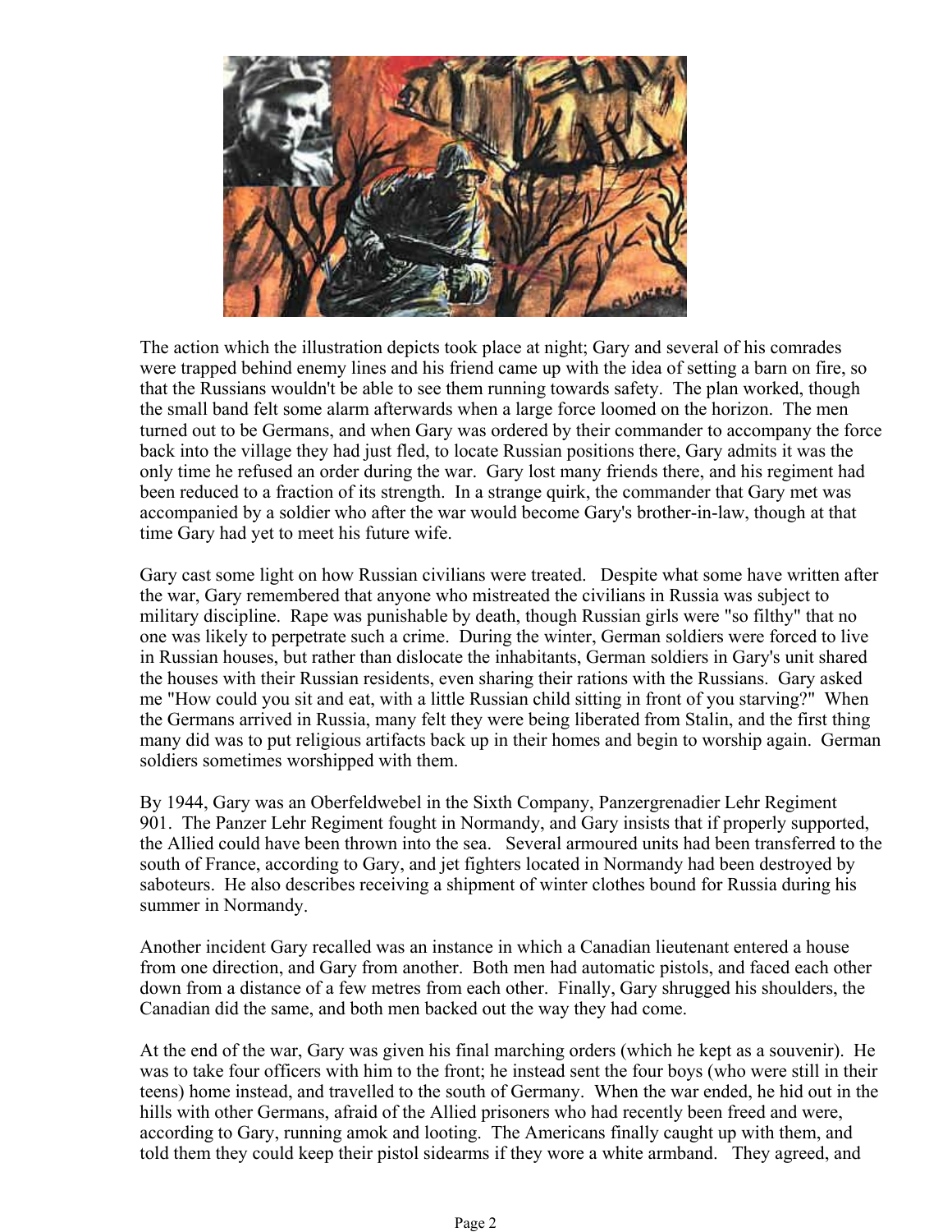The action which the illustration depicts took place at night; Gary and several of his comrades were trapped behind enemy lines and his friend came up with the idea of setting a barn on fire, so that the Russians wouldn't be able to see them running towards safety. The plan worked, though the small band felt some alarm afterwards when a large force loomed on the horizon. The men turned out to be Germans, and when Gary was ordered by their commander to accompany the force back into the village they had just fled, to locate Russian positions there, Gary admits it was the only time he refused an order during the war. Gary lost many friends there, and his regiment had been reduced to a fraction of its strength. In a strange quirk, the commander that Gary met was accompanied by a soldier who after the war would become Gary's brother-in-law, though at that time Gary had yet to meet his future wife.

Gary cast some light on how Russian civilians were treated. Despite what some have written after the war, Gary remembered that anyone who mistreated the civilians in Russia was subject to military discipline. Rape was punishable by death, though Russian girls were "so filthy" that no one was likely to perpetrate such a crime. During the winter, German soldiers were forced to live in Russian houses, but rather than dislocate the inhabitants, German soldiers in Gary's unit shared the houses with their Russian residents, even sharing their rations with the Russians. Gary asked me "How could you sit and eat, with a little Russian child sitting in front of you starving?" When the Germans arrived in Russia, many felt they were being liberated from Stalin, and the first thing many did was to put religious artifacts back up in their homes and begin to worship again. German soldiers sometimes worshipped with them.

By 1944, Gary was an Oberfeldwebel in the Sixth Company, Panzergrenadier Lehr Regiment 901. The Panzer Lehr Regiment fought in Normandy, and Gary insists that if properly supported, the Allied could have been thrown into the sea. Several armoured units had been transferred to the south of France, according to Gary, and jet fighters located in Normandy had been destroyed by saboteurs. He also describes receiving a shipment of winter clothes bound for Russia during his summer in Normandy.

Another incident Gary recalled was an instance in which a Canadian lieutenant entered a house from one direction, and Gary from another. Both men had automatic pistols, and faced each other down from a distance of a few metres from each other. Finally, Gary shrugged his shoulders, the Canadian did the same, and both men backed out the way they had come.

At the end of the war, Gary was given his final marching orders (which he kept as a souvenir). He was to take four officers with him to the front; he instead sent the four boys (who were still in their teens) home instead, and travelled to the south of Germany. When the war ended, he hid out in the hills with other Germans, afraid of the Allied prisoners who had recently been freed and were, according to Gary, running amok and looting. The Americans finally caught up with them, and told them they could keep their pistol sidearms if they wore a white armband. They agreed, and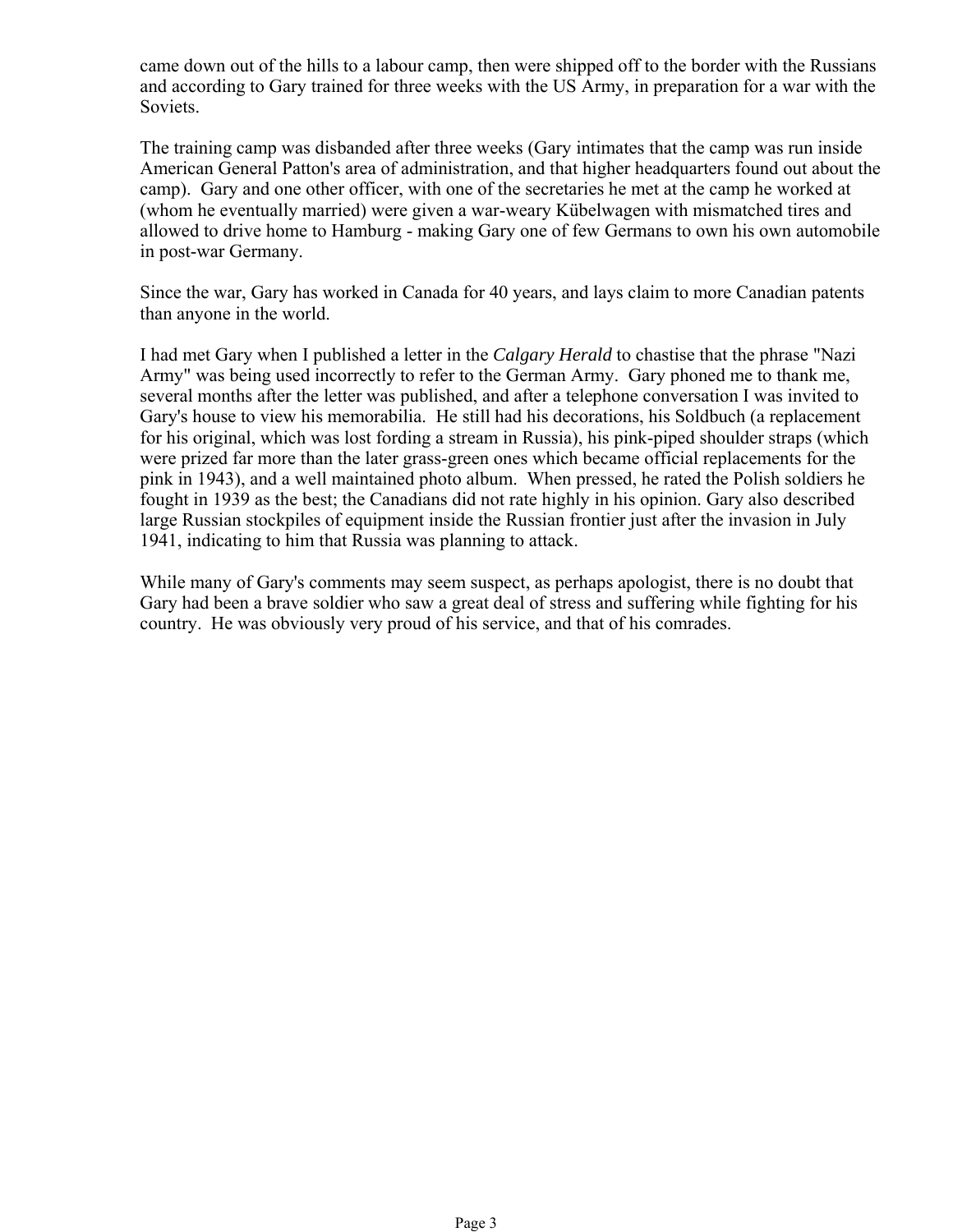came down out of the hills to a labour camp, then were shipped off to the border with the Russians and according to Gary trained for three weeks with the US Army, in preparation for a war with the Soviets.

The training camp was disbanded after three weeks (Gary intimates that the camp was run inside American General Patton's area of administration, and that higher headquarters found out about the camp). Gary and one other officer, with one of the secretaries he met at the camp he worked at (whom he eventually married) were given a war-weary Kübelwagen with mismatched tires and allowed to drive home to Hamburg - making Gary one of few Germans to own his own automobile in post-war Germany.

Since the war, Gary has worked in Canada for 40 years, and lays claim to more Canadian patents than anyone in the world.

I had met Gary when I published a letter in the *Calgary Herald* to chastise that the phrase "Nazi Army" was being used incorrectly to refer to the German Army. Gary phoned me to thank me, several months after the letter was published, and after a telephone conversation I was invited to Gary's house to view his memorabilia. He still had his decorations, his Soldbuch (a replacement for his original, which was lost fording a stream in Russia), his pink-piped shoulder straps (which were prized far more than the later grass-green ones which became official replacements for the pink in 1943), and a well maintained photo album. When pressed, he rated the Polish soldiers he fought in 1939 as the best; the Canadians did not rate highly in his opinion. Gary also described large Russian stockpiles of equipment inside the Russian frontier just after the invasion in July 1941, indicating to him that Russia was planning to attack.

While many of Gary's comments may seem suspect, as perhaps apologist, there is no doubt that Gary had been a brave soldier who saw a great deal of stress and suffering while fighting for his country. He was obviously very proud of his service, and that of his comrades.